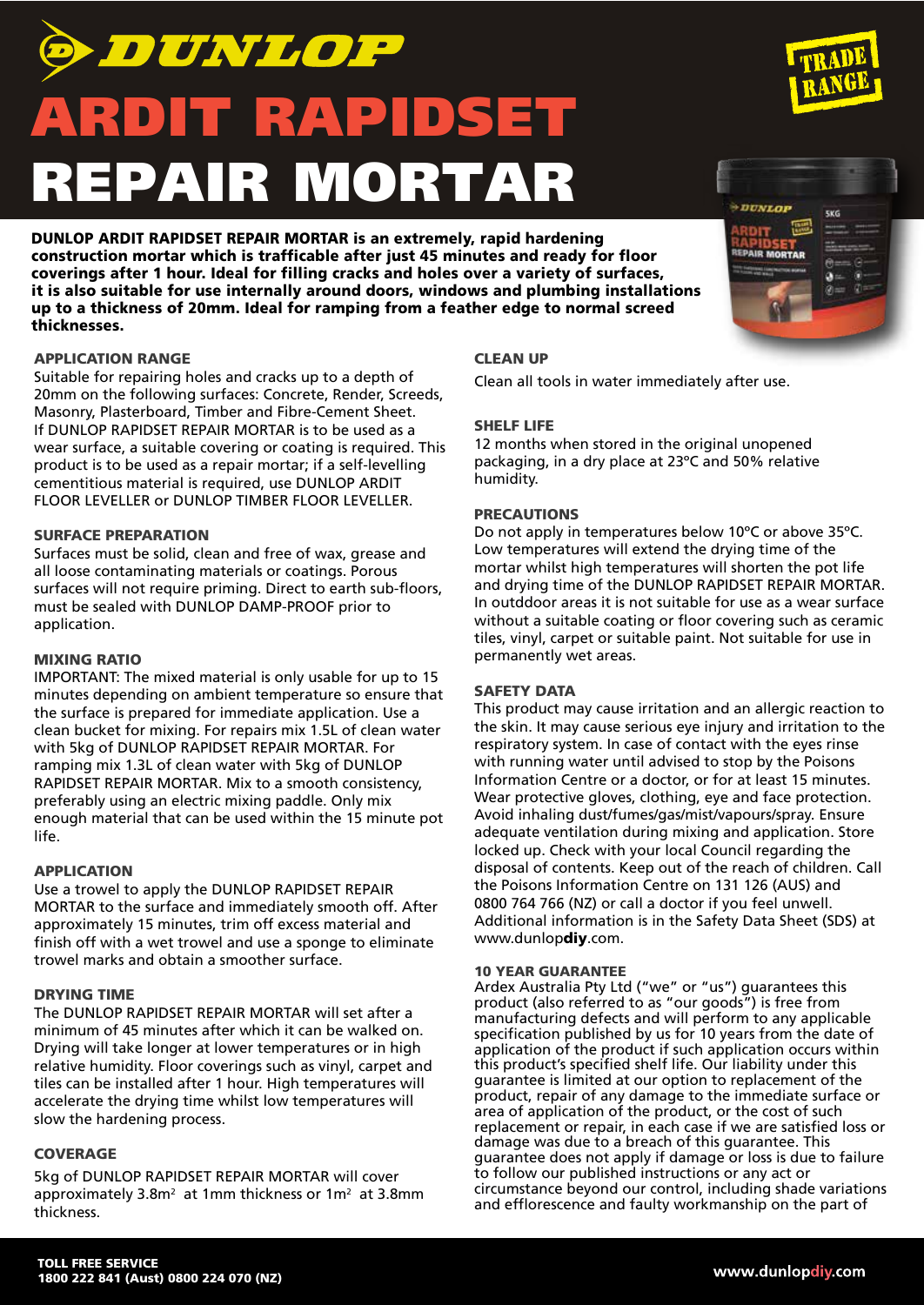# DUNLOP

# ARDIT RAPIDSET REPAIR MORTAR

TRADE RANGE

**DUNLOP ARDIT RAPIDSET REPAIR MORTAR is an extremely, rapid hardening construction mortar which is trafficable after just 45 minutes and ready for floor coverings after 1 hour. Ideal for filling cracks and holes over a variety of surfaces, it is also suitable for use internally around doors, windows and plumbing installations up to a thickness of 20mm. Ideal for ramping from a feather edge to normal screed thicknesses.**

### APPLICATION RANGE

Suitable for repairing holes and cracks up to a depth of 20mm on the following surfaces: Concrete, Render, Screeds, Masonry, Plasterboard, Timber and Fibre-Cement Sheet. If DUNLOP RAPIDSET REPAIR MORTAR is to be used as a wear surface, a suitable covering or coating is required. This product is to be used as a repair mortar; if a self-levelling cementitious material is required, use DUNLOP ARDIT FLOOR LEVELLER or DUNLOP TIMBER FLOOR LEVELLER.

### SURFACE PREPARATION

Surfaces must be solid, clean and free of wax, grease and all loose contaminating materials or coatings. Porous surfaces will not require priming. Direct to earth sub-floors, must be sealed with DUNLOP DAMP-PROOF prior to application.

### MIXING RATIO

IMPORTANT: The mixed material is only usable for up to 15 minutes depending on ambient temperature so ensure that the surface is prepared for immediate application. Use a clean bucket for mixing. For repairs mix 1.5L of clean water with 5kg of DUNLOP RAPIDSET REPAIR MORTAR. For ramping mix 1.3L of clean water with 5kg of DUNLOP RAPIDSET REPAIR MORTAR. Mix to a smooth consistency, preferably using an electric mixing paddle. Only mix enough material that can be used within the 15 minute pot life.

### APPLICATION

Use a trowel to apply the DUNLOP RAPIDSET REPAIR MORTAR to the surface and immediately smooth off. After approximately 15 minutes, trim off excess material and finish off with a wet trowel and use a sponge to eliminate trowel marks and obtain a smoother surface.

### DRYING TIME

The DUNLOP RAPIDSET REPAIR MORTAR will set after a minimum of 45 minutes after which it can be walked on. Drying will take longer at lower temperatures or in high relative humidity. Floor coverings such as vinyl, carpet and tiles can be installed after 1 hour. High temperatures will accelerate the drying time whilst low temperatures will slow the hardening process.

### COVERAGE

5kg of DUNLOP RAPIDSET REPAIR MORTAR will cover approximately 3.8m$^2$ at 1mm thickness or 1m$^2$ at 3.8mm thickness.

### CLEAN UP

Clean all tools in water immediately after use.

### SHELF LIFE

12 months when stored in the original unopened packaging, in a dry place at 23°C and 50% relative humidity.

### PRECAUTIONS

Do not apply in temperatures below 10°C or above 35°C. Low temperatures will extend the drying time of the mortar whilst high temperatures will shorten the pot life and drying time of the DUNLOP RAPIDSET REPAIR MORTAR. In outddoor areas it is not suitable for use as a wear surface without a suitable coating or floor covering such as ceramic tiles, vinyl, carpet or suitable paint. Not suitable for use in permanently wet areas.

### SAFETY DATA

This product may cause irritation and an allergic reaction to the skin. It may cause serious eye injury and irritation to the respiratory system. In case of contact with the eyes rinse with running water until advised to stop by the Poisons Information Centre or a doctor, or for at least 15 minutes. Wear protective gloves, clothing, eye and face protection. Avoid inhaling dust/fumes/gas/mist/vapours/spray. Ensure adequate ventilation during mixing and application. Store locked up. Check with your local Council regarding the disposal of contents. Keep out of the reach of children. Call the Poisons Information Centre on 131 126 (AUS) and 0800 764 766 (NZ) or call a doctor if you feel unwell. Additional information is in the Safety Data Sheet (SDS) at www.dunlopdiy.com.

### 10 YEAR GUARANTEE

Ardex Australia Pty Ltd ("we" or "us") guarantees this product (also referred to as "our goods") is free from manufacturing defects and will perform to any applicable specification published by us for 10 years from the date of application of the product if such application occurs within this product's specified shelf life. Our liability under this guarantee is limited at our option to replacement of the product, repair of any damage to the immediate surface or area of application of the product, or the cost of such replacement or repair, in each case if we are satisfied loss or damage was due to a breach of this guarantee. This guarantee does not apply if damage or loss is due to failure to follow our published instructions or any act or circumstance beyond our control, including shade variations and efflorescence and faulty workmanship on the part of

**TOLL FREE SERVICE**
**1800 222 841 (Aust) 0800 224 070 (NZ)**

**www.dunlopdiy.com**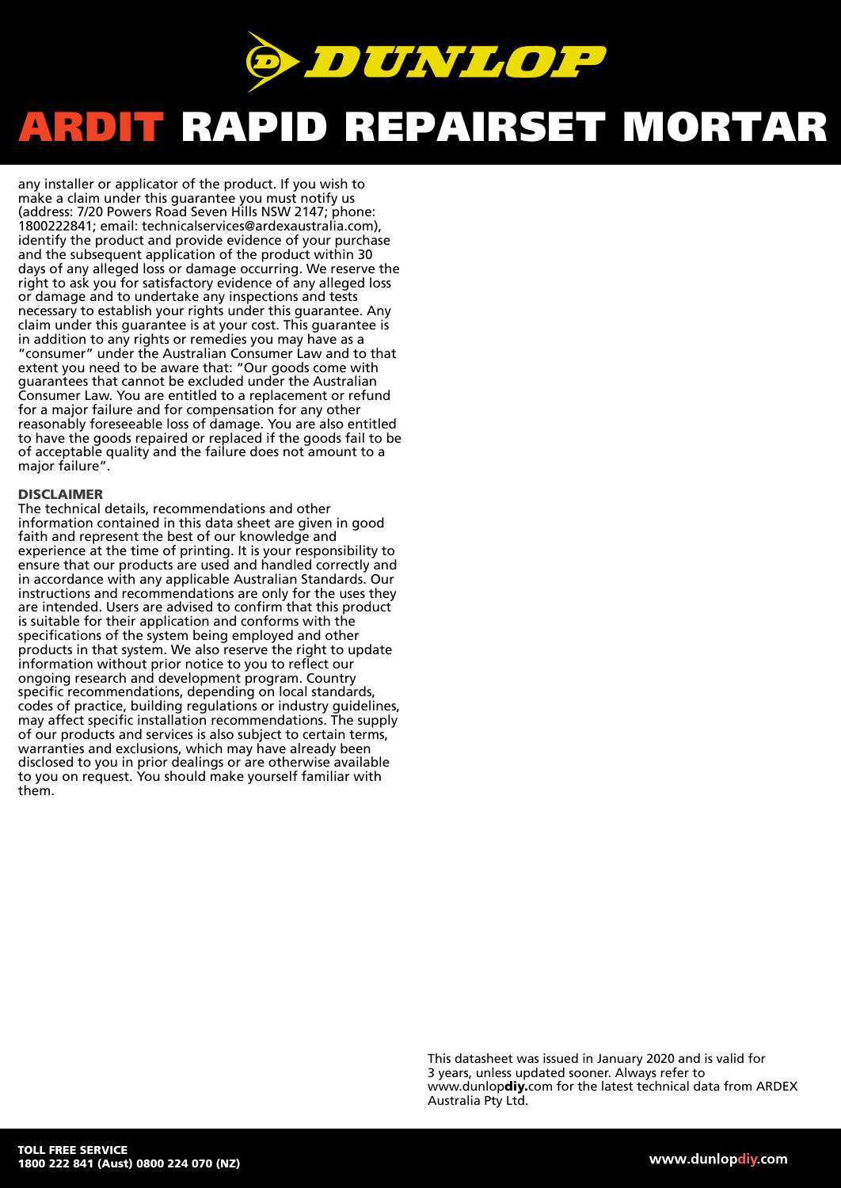any installer or applicator of the product. If you wish to make a claim under this guarantee you must notify us (address: 7/20 Powers Road Seven Hills NSW 2147; phone: 1800222841; email: technicalservices@ardexaustralia.com), identify the product and provide evidence of your purchase and the subsequent application of the product within 30 days of any alleged loss or damage occurring. We reserve the right to ask you for satisfactory evidence of any alleged loss or damage and to undertake any inspections and tests necessary to establish your rights under this guarantee. Any claim under this guarantee is at your cost. This guarantee is in addition to any rights or remedies you may have as a "consumer" under the Australian Consumer Law and to that extent you need to be aware that: "Our goods come with guarantees that cannot be excluded under the Australian Consumer Law. You are entitled to a replacement or refund for a major failure and for compensation for any other reasonably foreseeable loss of damage. You are also entitled to have the goods repaired or replaced if the goods fail to be of acceptable quality and the failure does not amount to a major failure".

### DISCLAIMER

The technical details, recommendations and other information contained in this data sheet are given in good faith and represent the best of our knowledge and experience at the time of printing. It is your responsibility to ensure that our products are used and handled correctly and in accordance with any applicable Australian Standards. Our instructions and recommendations are only for the uses they are intended. Users are advised to confirm that this product is suitable for their application and conforms with the specifications of the system being employed and other products in that system. We also reserve the right to update information without prior notice to you to reflect our ongoing research and development program. Country specific recommendations, depending on local standards, codes of practice, building regulations or industry guidelines, may affect specific installation recommendations. The supply of our products and services is also subject to certain terms, warranties and exclusions, which may have already been disclosed to you in prior dealings or are otherwise available to you on request. You should make yourself familiar with them.

This datasheet was issued in January 2020 and is valid for 3 years, unless updated sooner. Always refer to www.dunlop**diy**.com for the latest technical data from ARDEX Australia Pty Ltd.